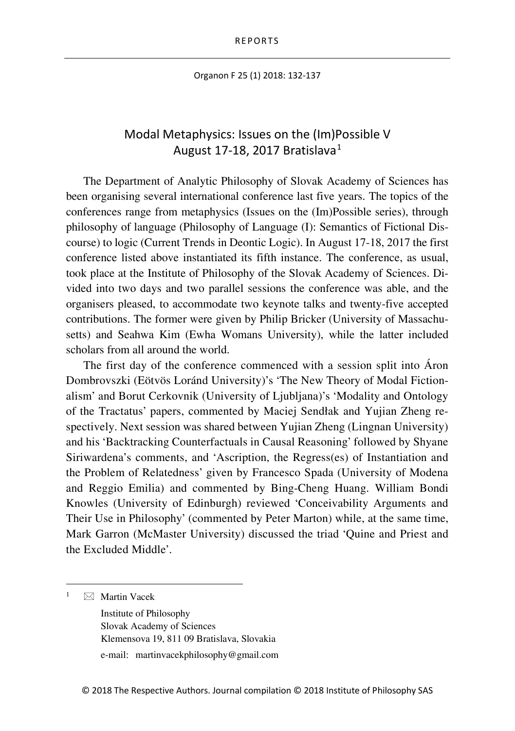# Modal Metaphysics: Issues on the (Im)Possible V
## August 17-18, 2017 Bratislava[1]

The Department of Analytic Philosophy of Slovak Academy of Sciences has been organising several international conference last five years. The topics of the conferences range from metaphysics (Issues on the (Im)Possible series), through philosophy of language (Philosophy of Language (I): Semantics of Fictional Discourse) to logic (Current Trends in Deontic Logic). In August 17-18, 2017 the first conference listed above instantiated its fifth instance. The conference, as usual, took place at the Institute of Philosophy of the Slovak Academy of Sciences. Divided into two days and two parallel sessions the conference was able, and the organisers pleased, to accommodate two keynote talks and twenty-five accepted contributions. The former were given by Philip Bricker (University of Massachusetts) and Seahwa Kim (Ewha Womans University), while the latter included scholars from all around the world.

The first day of the conference commenced with a session split into Áron Dombrovszki (Eötvös Loránd University)'s 'The New Theory of Modal Fictionalism' and Borut Cerkovnik (University of Ljubljana)'s 'Modality and Ontology of the Tractatus' papers, commented by Maciej Sendłak and Yujian Zheng respectively. Next session was shared between Yujian Zheng (Lingnan University) and his 'Backtracking Counterfactuals in Causal Reasoning' followed by Shyane Siriwardena's comments, and 'Ascription, the Regress(es) of Instantiation and the Problem of Relatedness' given by Francesco Spada (University of Modena and Reggio Emilia) and commented by Bing-Cheng Huang. William Bondi Knowles (University of Edinburgh) reviewed 'Conceivability Arguments and Their Use in Philosophy' (commented by Peter Marton) while, at the same time, Mark Garron (McMaster University) discussed the triad 'Quine and Priest and the Excluded Middle'.

---

[1] ✉ Martin Vacek
Institute of Philosophy
Slovak Academy of Sciences
Klemensova 19, 811 09 Bratislava, Slovakia
e-mail: martinvacekphilosophy@gmail.com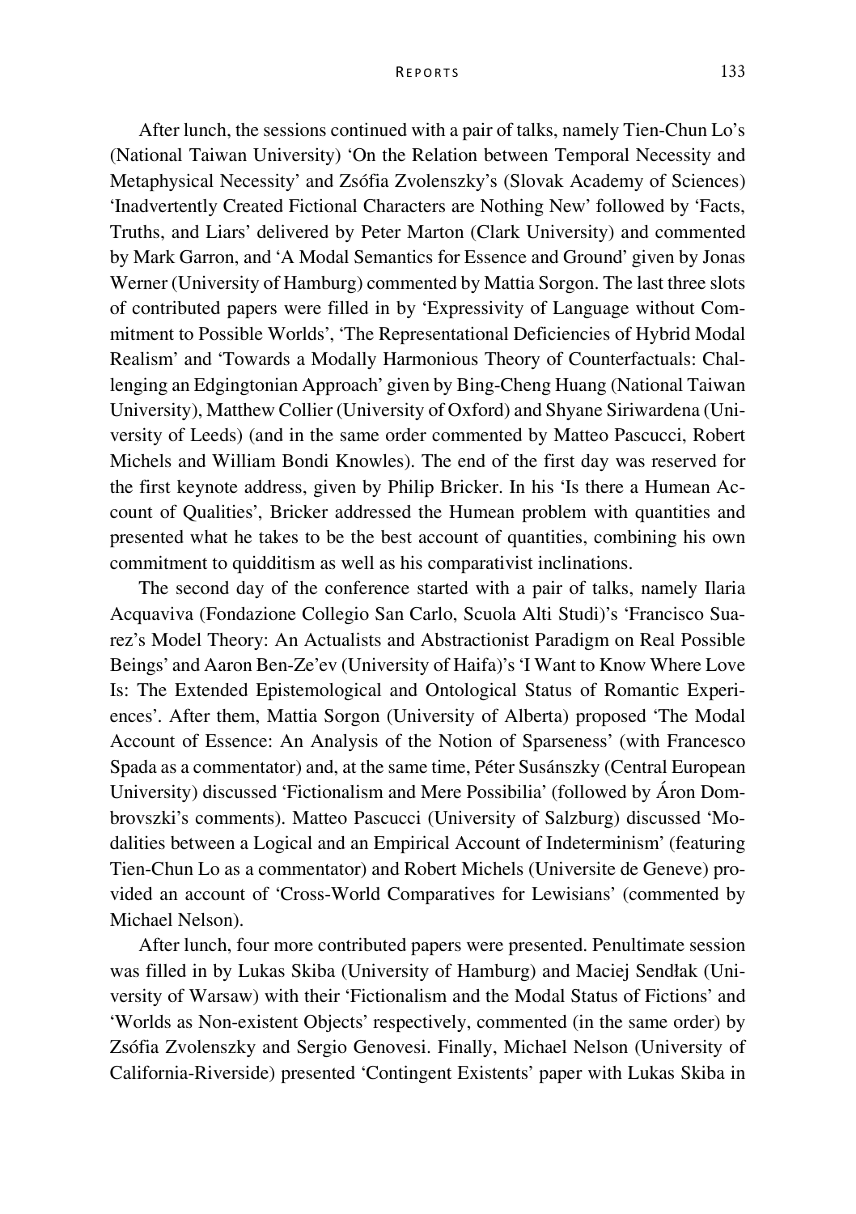After lunch, the sessions continued with a pair of talks, namely Tien-Chun Lo's (National Taiwan University) 'On the Relation between Temporal Necessity and Metaphysical Necessity' and Zsófia Zvolenszky's (Slovak Academy of Sciences) 'Inadvertently Created Fictional Characters are Nothing New' followed by 'Facts, Truths, and Liars' delivered by Peter Marton (Clark University) and commented by Mark Garron, and 'A Modal Semantics for Essence and Ground' given by Jonas Werner (University of Hamburg) commented by Mattia Sorgon. The last three slots of contributed papers were filled in by 'Expressivity of Language without Commitment to Possible Worlds', 'The Representational Deficiencies of Hybrid Modal Realism' and 'Towards a Modally Harmonious Theory of Counterfactuals: Challenging an Edgingtonian Approach' given by Bing-Cheng Huang (National Taiwan University), Matthew Collier (University of Oxford) and Shyane Siriwardena (University of Leeds) (and in the same order commented by Matteo Pascucci, Robert Michels and William Bondi Knowles). The end of the first day was reserved for the first keynote address, given by Philip Bricker. In his 'Is there a Humean Account of Qualities', Bricker addressed the Humean problem with quantities and presented what he takes to be the best account of quantities, combining his own commitment to quidditism as well as his comparativist inclinations.

The second day of the conference started with a pair of talks, namely Ilaria Acquaviva (Fondazione Collegio San Carlo, Scuola Alti Studi)'s 'Francisco Suarez's Model Theory: An Actualists and Abstractionist Paradigm on Real Possible Beings' and Aaron Ben-Ze'ev (University of Haifa)'s 'I Want to Know Where Love Is: The Extended Epistemological and Ontological Status of Romantic Experiences'. After them, Mattia Sorgon (University of Alberta) proposed 'The Modal Account of Essence: An Analysis of the Notion of Sparseness' (with Francesco Spada as a commentator) and, at the same time, Péter Susánszky (Central European University) discussed 'Fictionalism and Mere Possibilia' (followed by Áron Dombrovszki's comments). Matteo Pascucci (University of Salzburg) discussed 'Modalities between a Logical and an Empirical Account of Indeterminism' (featuring Tien-Chun Lo as a commentator) and Robert Michels (Universite de Geneve) provided an account of 'Cross-World Comparatives for Lewisians' (commented by Michael Nelson).

After lunch, four more contributed papers were presented. Penultimate session was filled in by Lukas Skiba (University of Hamburg) and Maciej Sendłak (University of Warsaw) with their 'Fictionalism and the Modal Status of Fictions' and 'Worlds as Non-existent Objects' respectively, commented (in the same order) by Zsófia Zvolenszky and Sergio Genovesi. Finally, Michael Nelson (University of California-Riverside) presented 'Contingent Existents' paper with Lukas Skiba in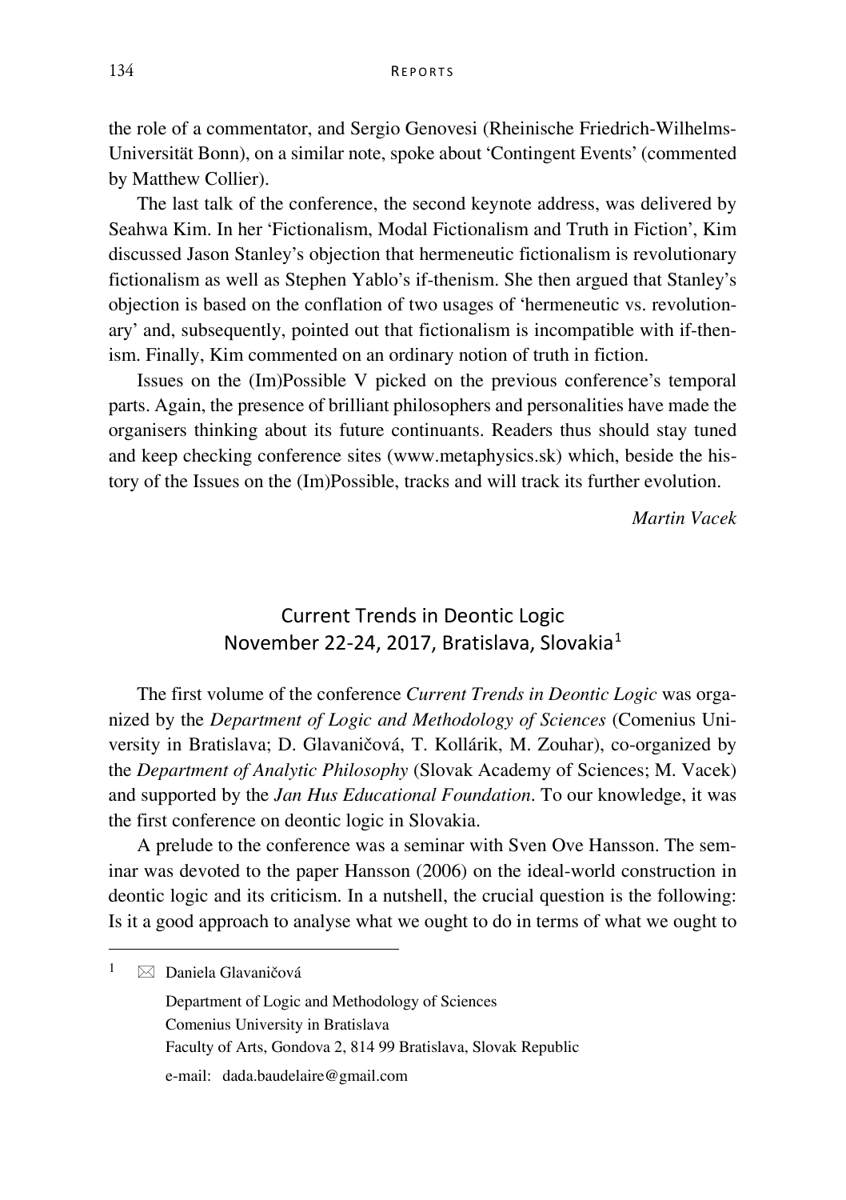the role of a commentator, and Sergio Genovesi (Rheinische Friedrich-Wilhelms-Universität Bonn), on a similar note, spoke about 'Contingent Events' (commented by Matthew Collier).

The last talk of the conference, the second keynote address, was delivered by Seahwa Kim. In her 'Fictionalism, Modal Fictionalism and Truth in Fiction', Kim discussed Jason Stanley's objection that hermeneutic fictionalism is revolutionary fictionalism as well as Stephen Yablo's if-thenism. She then argued that Stanley's objection is based on the conflation of two usages of 'hermeneutic vs. revolutionary' and, subsequently, pointed out that fictionalism is incompatible with if-thenism. Finally, Kim commented on an ordinary notion of truth in fiction.

Issues on the (Im)Possible V picked on the previous conference's temporal parts. Again, the presence of brilliant philosophers and personalities have made the organisers thinking about its future continuants. Readers thus should stay tuned and keep checking conference sites (www.metaphysics.sk) which, beside the history of the Issues on the (Im)Possible, tracks and will track its further evolution.

*Martin Vacek*

## Current Trends in Deontic Logic
## November 22-24, 2017, Bratislava, Slovakia[1]

The first volume of the conference *Current Trends in Deontic Logic* was organized by the *Department of Logic and Methodology of Sciences* (Comenius University in Bratislava; D. Glavaničová, T. Kollárik, M. Zouhar), co-organized by the *Department of Analytic Philosophy* (Slovak Academy of Sciences; M. Vacek) and supported by the *Jan Hus Educational Foundation*. To our knowledge, it was the first conference on deontic logic in Slovakia.

A prelude to the conference was a seminar with Sven Ove Hansson. The seminar was devoted to the paper Hansson (2006) on the ideal-world construction in deontic logic and its criticism. In a nutshell, the crucial question is the following: Is it a good approach to analyse what we ought to do in terms of what we ought to

---

[1] ✉ Daniela Glavaničová

Department of Logic and Methodology of Sciences
Comenius University in Bratislava
Faculty of Arts, Gondova 2, 814 99 Bratislava, Slovak Republic

e-mail: dada.baudelaire@gmail.com